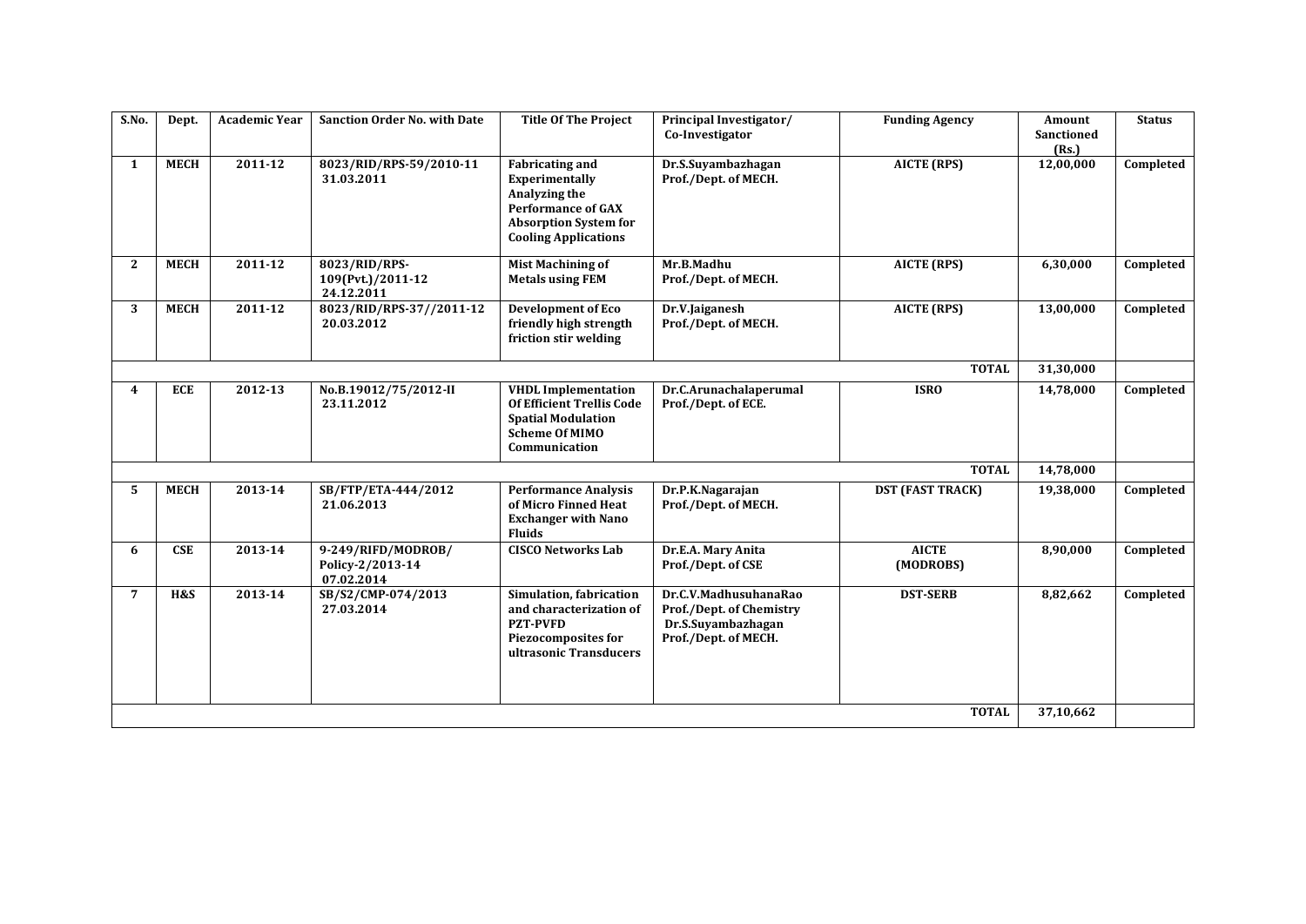| S.No. | Dept. | Academic Year | Sanction Order No. with Date | Title Of The Project | Principal Investigator/ Co-Investigator | Funding Agency | Amount Sanctioned (Rs.) | Status |
|---|---|---|---|---|---|---|---|---|
| **1** | **MECH** | **2011-12** | **8023/RID/RPS-59/2010-11 31.03.2011** | **Fabricating and Experimentally Analyzing the Performance of GAX Absorption System for Cooling Applications** | **Dr.S.Suyambazhagan Prof./Dept. of MECH.** | **AICTE (RPS)** | **12,00,000** | **Completed** |
| **2** | **MECH** | **2011-12** | **8023/RID/RPS-109(Pvt.)/2011-12 24.12.2011** | **Mist Machining of Metals using FEM** | **Mr.B.Madhu Prof./Dept. of MECH.** | **AICTE (RPS)** | **6,30,000** | **Completed** |
| **3** | **MECH** | **2011-12** | **8023/RID/RPS-37//2011-12 20.03.2012** | **Development of Eco friendly high strength friction stir welding** | **Dr.V.Jaiganesh Prof./Dept. of MECH.** | **AICTE (RPS)** | **13,00,000** | **Completed** |
| | | | | | | **TOTAL** | **31,30,000** | |
| **4** | **ECE** | **2012-13** | **No.B.19012/75/2012-II 23.11.2012** | **VHDL Implementation Of Efficient Trellis Code Spatial Modulation Scheme Of MIMO Communication** | **Dr.C.Arunachalaperumal Prof./Dept. of ECE.** | **ISRO** | **14,78,000** | **Completed** |
| | | | | | | **TOTAL** | **14,78,000** | |
| **5** | **MECH** | **2013-14** | **SB/FTP/ETA-444/2012 21.06.2013** | **Performance Analysis of Micro Finned Heat Exchanger with Nano Fluids** | **Dr.P.K.Nagarajan Prof./Dept. of MECH.** | **DST (FAST TRACK)** | **19,38,000** | **Completed** |
| **6** | **CSE** | **2013-14** | **9-249/RIFD/MODROB/ Policy-2/2013-14 07.02.2014** | **CISCO Networks Lab** | **Dr.E.A. Mary Anita Prof./Dept. of CSE** | **AICTE (MODROBS)** | **8,90,000** | **Completed** |
| **7** | **H&S** | **2013-14** | **SB/S2/CMP-074/2013 27.03.2014** | **Simulation, fabrication and characterization of PZT-PVFD Piezocomposites for ultrasonic Transducers** | **Dr.C.V.MadhusuhanaRao Prof./Dept. of Chemistry Dr.S.Suyambazhagan Prof./Dept. of MECH.** | **DST-SERB** | **8,82,662** | **Completed** |
| | | | | | | **TOTAL** | **37,10,662** | |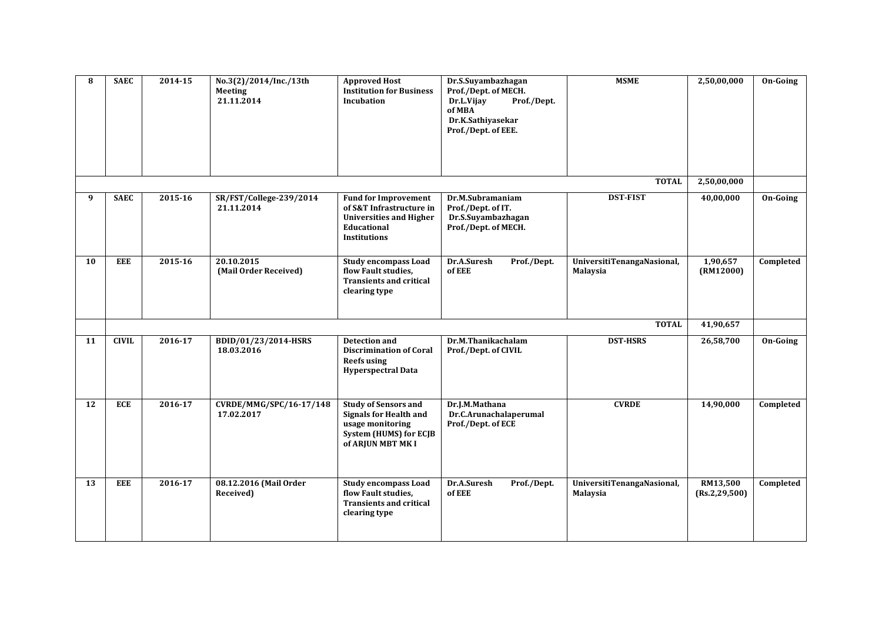| 8 | SAEC | 2014-15 | No.3(2)/2014/Inc./13th Meeting 21.11.2014 | Approved Host Institution for Business Incubation | Dr.S.Suyambazhagan Prof./Dept. of MECH. Dr.L.Vijay Prof./Dept. of MBA Dr.K.Sathiyasekar Prof./Dept. of EEE. | MSME | 2,50,00,000 | On-Going |
|---|---|---|---|---|---|---|---|---|
| | | | | | | TOTAL | 2,50,00,000 | |
| 9 | SAEC | 2015-16 | SR/FST/College-239/2014 21.11.2014 | Fund for Improvement of S&T Infrastructure in Universities and Higher Educational Institutions | Dr.M.Subramaniam Prof./Dept. of IT. Dr.S.Suyambazhagan Prof./Dept. of MECH. | DST-FIST | 40,00,000 | On-Going |
| 10 | EEE | 2015-16 | 20.10.2015 (Mail Order Received) | Study encompass Load flow Fault studies, Transients and critical clearing type | Dr.A.Suresh Prof./Dept. of EEE | UniversitiTenangaNasional, Malaysia | 1,90,657 (RM12000) | Completed |
| | | | | | | TOTAL | 41,90,657 | |
| 11 | CIVIL | 2016-17 | BDID/01/23/2014-HSRS 18.03.2016 | Detection and Discrimination of Coral Reefs using Hyperspectral Data | Dr.M.Thanikachalam Prof./Dept. of CIVIL | DST-HSRS | 26,58,700 | On-Going |
| 12 | ECE | 2016-17 | CVRDE/MMG/SPC/16-17/148 17.02.2017 | Study of Sensors and Signals for Health and usage monitoring System (HUMS) for ECJB of ARJUN MBT MK I | Dr.J.M.Mathana Dr.C.Arunachalaperumal Prof./Dept. of ECE | CVRDE | 14,90,000 | Completed |
| 13 | EEE | 2016-17 | 08.12.2016 (Mail Order Received) | Study encompass Load flow Fault studies, Transients and critical clearing type | Dr.A.Suresh Prof./Dept. of EEE | UniversitiTenangaNasional, Malaysia | RM13,500 (Rs.2,29,500) | Completed |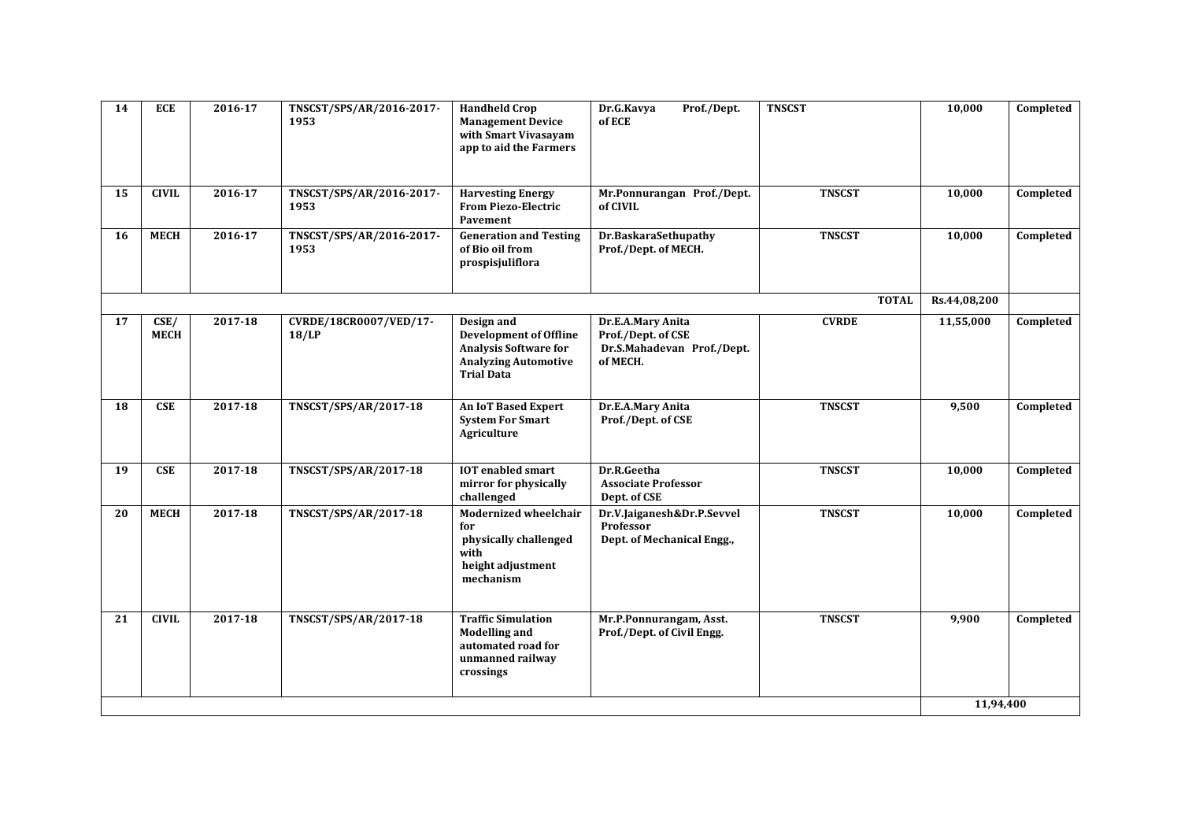| 14 | ECE | 2016-17 | TNSCST/SPS/AR/2016-2017-1953 | Handheld Crop Management Device with Smart Vivasayam app to aid the Farmers | Dr.G.Kavya Prof./Dept. of ECE | TNSCST | 10,000 | Completed |
|---|---|---|---|---|---|---|---|---|
| 15 | CIVIL | 2016-17 | TNSCST/SPS/AR/2016-2017-1953 | Harvesting Energy From Piezo-Electric Pavement | Mr.Ponnurangan Prof./Dept. of CIVIL | TNSCST | 10,000 | Completed |
| 16 | MECH | 2016-17 | TNSCST/SPS/AR/2016-2017-1953 | Generation and Testing of Bio oil from prospisjuliflora | Dr.BaskaraSethupathy Prof./Dept. of MECH. | TNSCST | 10,000 | Completed |
| | | | | | | TOTAL | Rs.44,08,200 | |
| 17 | CSE/ MECH | 2017-18 | CVRDE/18CR0007/VED/17-18/LP | Design and Development of Offline Analysis Software for Analyzing Automotive Trial Data | Dr.E.A.Mary Anita Prof./Dept. of CSE Dr.S.Mahadevan Prof./Dept. of MECH. | CVRDE | 11,55,000 | Completed |
| 18 | CSE | 2017-18 | TNSCST/SPS/AR/2017-18 | An IoT Based Expert System For Smart Agriculture | Dr.E.A.Mary Anita Prof./Dept. of CSE | TNSCST | 9,500 | Completed |
| 19 | CSE | 2017-18 | TNSCST/SPS/AR/2017-18 | IOT enabled smart mirror for physically challenged | Dr.R.Geetha Associate Professor Dept. of CSE | TNSCST | 10,000 | Completed |
| 20 | MECH | 2017-18 | TNSCST/SPS/AR/2017-18 | Modernized wheelchair for physically challenged with height adjustment mechanism | Dr.V.Jaiganesh&Dr.P.Sevvel Professor Dept. of Mechanical Engg., | TNSCST | 10,000 | Completed |
| 21 | CIVIL | 2017-18 | TNSCST/SPS/AR/2017-18 | Traffic Simulation Modelling and automated road for unmanned railway crossings | Mr.P.Ponnurangam, Asst. Prof./Dept. of Civil Engg. | TNSCST | 9,900 | Completed |
| | | | | | | | 11,94,400 | |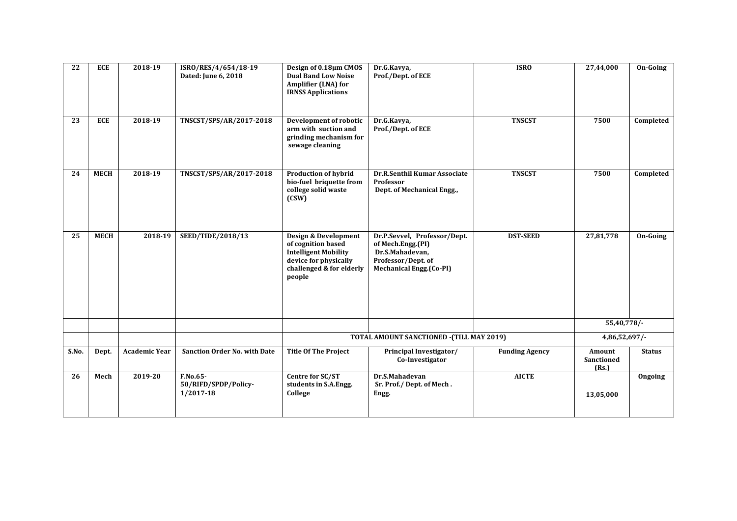| 22 | ECE | 2018-19 | ISRO/RES/4/654/18-19 Dated: June 6, 2018 | Design of 0.18μm CMOS Dual Band Low Noise Amplifier (LNA) for IRNSS Applications | Dr.G.Kavya, Prof./Dept. of ECE | ISRO | 27,44,000 | On-Going |
|---|---|---|---|---|---|---|---|---|
| 23 | ECE | 2018-19 | TNSCST/SPS/AR/2017-2018 | Development of robotic arm with suction and grinding mechanism for sewage cleaning | Dr.G.Kavya, Prof./Dept. of ECE | TNSCST | 7500 | Completed |
| 24 | MECH | 2018-19 | TNSCST/SPS/AR/2017-2018 | Production of hybrid bio-fuel briquette from college solid waste (CSW) | Dr.R.Senthil Kumar Associate Professor Dept. of Mechanical Engg., | TNSCST | 7500 | Completed |
| 25 | MECH | 2018-19 | SEED/TIDE/2018/13 | Design & Development of cognition based Intelligent Mobility device for physically challenged & for elderly people | Dr.P.Sevvel, Professor/Dept. of Mech.Engg.(PI) Dr.S.Mahadevan, Professor/Dept. of Mechanical Engg.(Co-PI) | DST-SEED | 27,81,778 | On-Going |
| | | | | | | | 55,40,778/- | |
| | | | | TOTAL AMOUNT SANCTIONED -(TILL MAY 2019) | | | 4,86,52,697/- | |
| **S.No.** | **Dept.** | **Academic Year** | **Sanction Order No. with Date** | **Title Of The Project** | **Principal Investigator/ Co-Investigator** | **Funding Agency** | **Amount Sanctioned (Rs.)** | **Status** |
| 26 | Mech | 2019-20 | F.No.65-50/RIFD/SPDP/Policy-1/2017-18 | Centre for SC/ST students in S.A.Engg. College | Dr.S.Mahadevan Sr. Prof./ Dept. of Mech. Engg. | AICTE | 13,05,000 | Ongoing |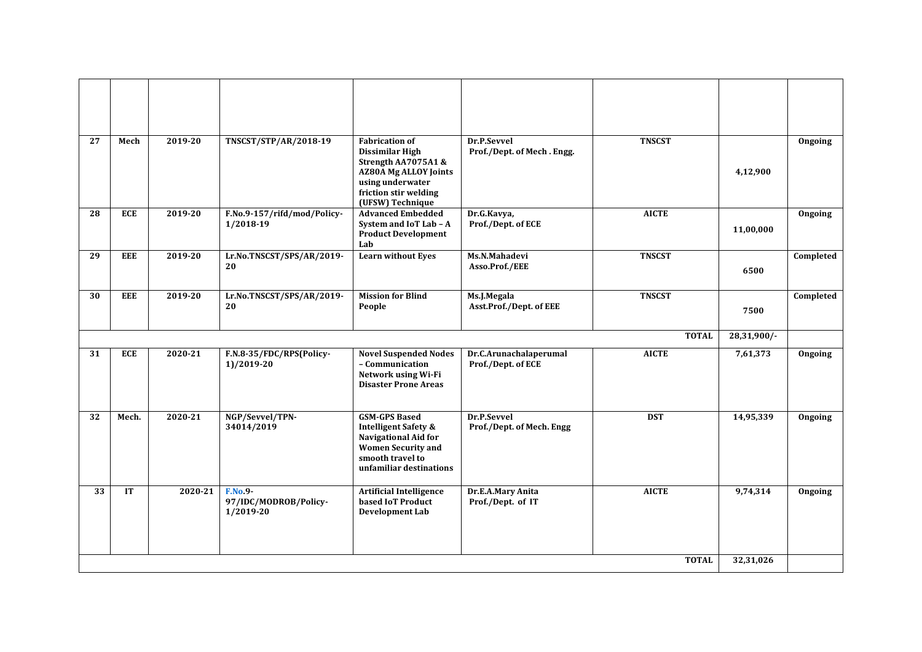| | | | | | | | | |
|---|---|---|---|---|---|---|---|---|
| | | | | | | | | |
| **27** | **Mech** | **2019-20** | **TNSCST/STP/AR/2018-19** | **Fabrication of Dissimilar High Strength AA7075A1 & AZ80A Mg ALLOY Joints using underwater friction stir welding (UFSW) Technique** | **Dr.P.Sevvel Prof./Dept. of Mech . Engg.** | **TNSCST** | **4,12,900** | **Ongoing** |
| **28** | **ECE** | **2019-20** | **F.No.9-157/rifd/mod/Policy-1/2018-19** | **Advanced Embedded System and IoT Lab – A Product Development Lab** | **Dr.G.Kavya, Prof./Dept. of ECE** | **AICTE** | **11,00,000** | **Ongoing** |
| **29** | **EEE** | **2019-20** | **Lr.No.TNSCST/SPS/AR/2019-20** | **Learn without Eyes** | **Ms.N.Mahadevi Asso.Prof./EEE** | **TNSCST** | **6500** | **Completed** |
| **30** | **EEE** | **2019-20** | **Lr.No.TNSCST/SPS/AR/2019-20** | **Mission for Blind People** | **Ms.J.Megala Asst.Prof./Dept. of EEE** | **TNSCST** | **7500** | **Completed** |
| | | | | | | **TOTAL** | **28,31,900/-** | |
| **31** | **ECE** | **2020-21** | **F.N.8-35/FDC/RPS(Policy-1)/2019-20** | **Novel Suspended Nodes – Communication Network using Wi-Fi Disaster Prone Areas** | **Dr.C.Arunachalaperumal Prof./Dept. of ECE** | **AICTE** | **7,61,373** | **Ongoing** |
| **32** | **Mech.** | **2020-21** | **NGP/Sevvel/TPN-34014/2019** | **GSM-GPS Based Intelligent Safety & Navigational Aid for Women Security and smooth travel to unfamiliar destinations** | **Dr.P.Sevvel Prof./Dept. of Mech. Engg** | **DST** | **14,95,339** | **Ongoing** |
| **33** | **IT** | **2020-21** | **F.No.9-97/IDC/MODROB/Policy-1/2019-20** | **Artificial Intelligence based IoT Product Development Lab** | **Dr.E.A.Mary Anita Prof./Dept. of IT** | **AICTE** | **9,74,314** | **Ongoing** |
| | | | | | | **TOTAL** | **32,31,026** | |